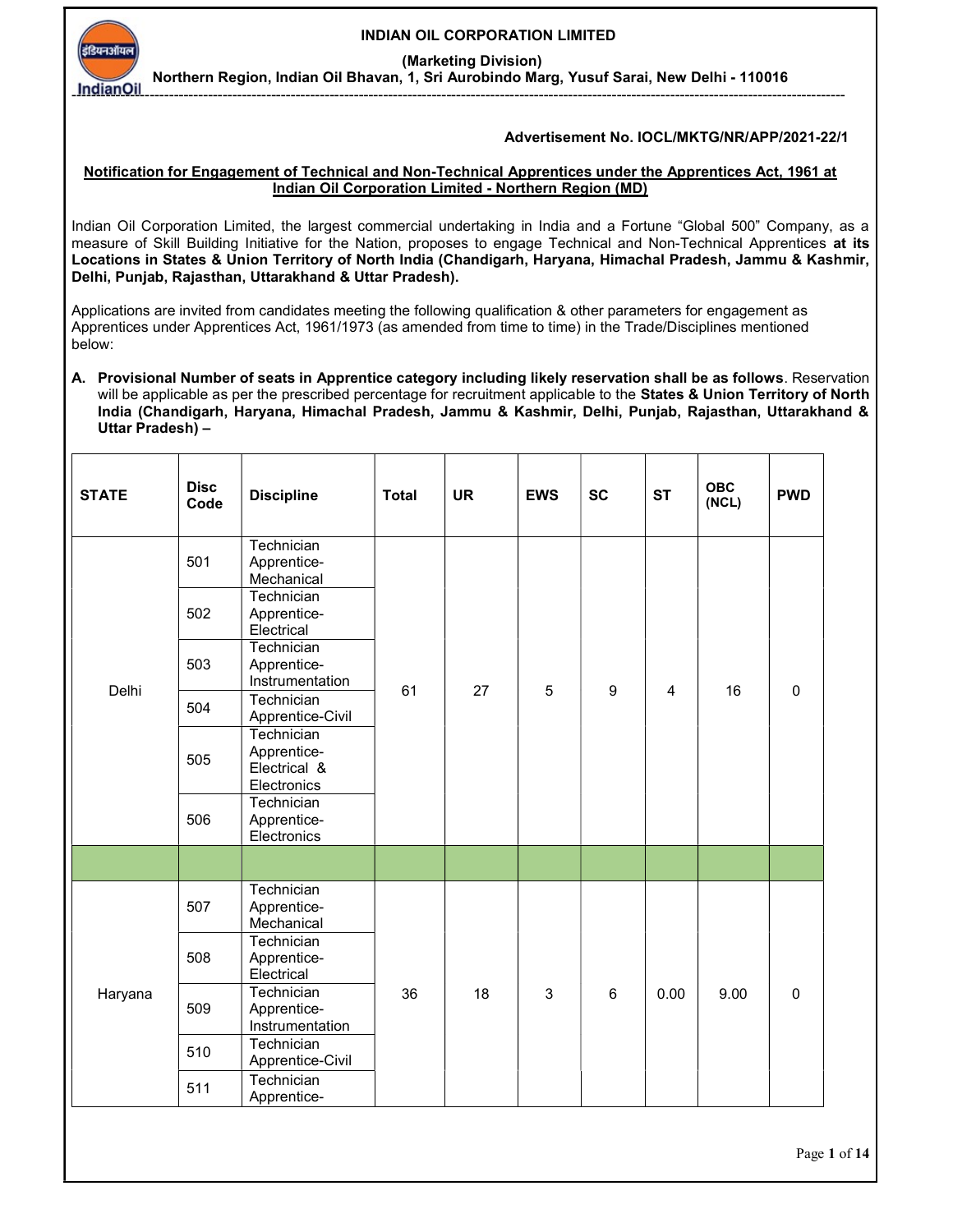**INDIAN OIL CORPORATION LIMITED**

**(Marketing Division)**

**Northern Region, Indian Oil Bhavan, 1, Sri Aurobindo Marg, Yusuf Sarai, New Delhi - 110016**

**Advertisement No. IOCL/MKTG/NR/APP/2021-22/1**

**Notification for Engagement of Technical and Non-Technical Apprentices under the Apprentices Act, 1961 at Indian Oil Corporation Limited - Northern Region (MD)**

Indian Oil Corporation Limited, the largest commercial undertaking in India and a Fortune "Global 500" Company, as a measure of Skill Building Initiative for the Nation, proposes to engage Technical and Non-Technical Apprentices **at its Locations in States & Union Territory of North India (Chandigarh, Haryana, Himachal Pradesh, Jammu & Kashmir, Delhi, Punjab, Rajasthan, Uttarakhand & Uttar Pradesh).**

Applications are invited from candidates meeting the following qualification & other parameters for engagement as Apprentices under Apprentices Act, 1961/1973 (as amended from time to time) in the Trade/Disciplines mentioned below:

**A. Provisional Number of seats in Apprentice category including likely reservation shall be as follows**. Reservation will be applicable as per the prescribed percentage for recruitment applicable to the **States & Union Territory of North India (Chandigarh, Haryana, Himachal Pradesh, Jammu & Kashmir, Delhi, Punjab, Rajasthan, Uttarakhand & Uttar Pradesh) –**

| STATE | Disc Code | Discipline | Total | UR | EWS | SC | ST | OBC (NCL) | PWD |
|---|---|---|---|---|---|---|---|---|---|
| Delhi | 501 | Technician Apprentice-Mechanical | 61 | 27 | 5 | 9 | 4 | 16 | 0 |
| | 502 | Technician Apprentice-Electrical | | | | | | | |
| | 503 | Technician Apprentice-Instrumentation | | | | | | | |
| | 504 | Technician Apprentice-Civil | | | | | | | |
| | 505 | Technician Apprentice-Electrical & Electronics | | | | | | | |
| | 506 | Technician Apprentice-Electronics | | | | | | | |
| | | | | | | | | | |
| Haryana | 507 | Technician Apprentice-Mechanical | 36 | 18 | 3 | 6 | 0.00 | 9.00 | 0 |
| | 508 | Technician Apprentice-Electrical | | | | | | | |
| | 509 | Technician Apprentice-Instrumentation | | | | | | | |
| | 510 | Technician Apprentice-Civil | | | | | | | |
| | 511 | Technician Apprentice- | | | | | | | |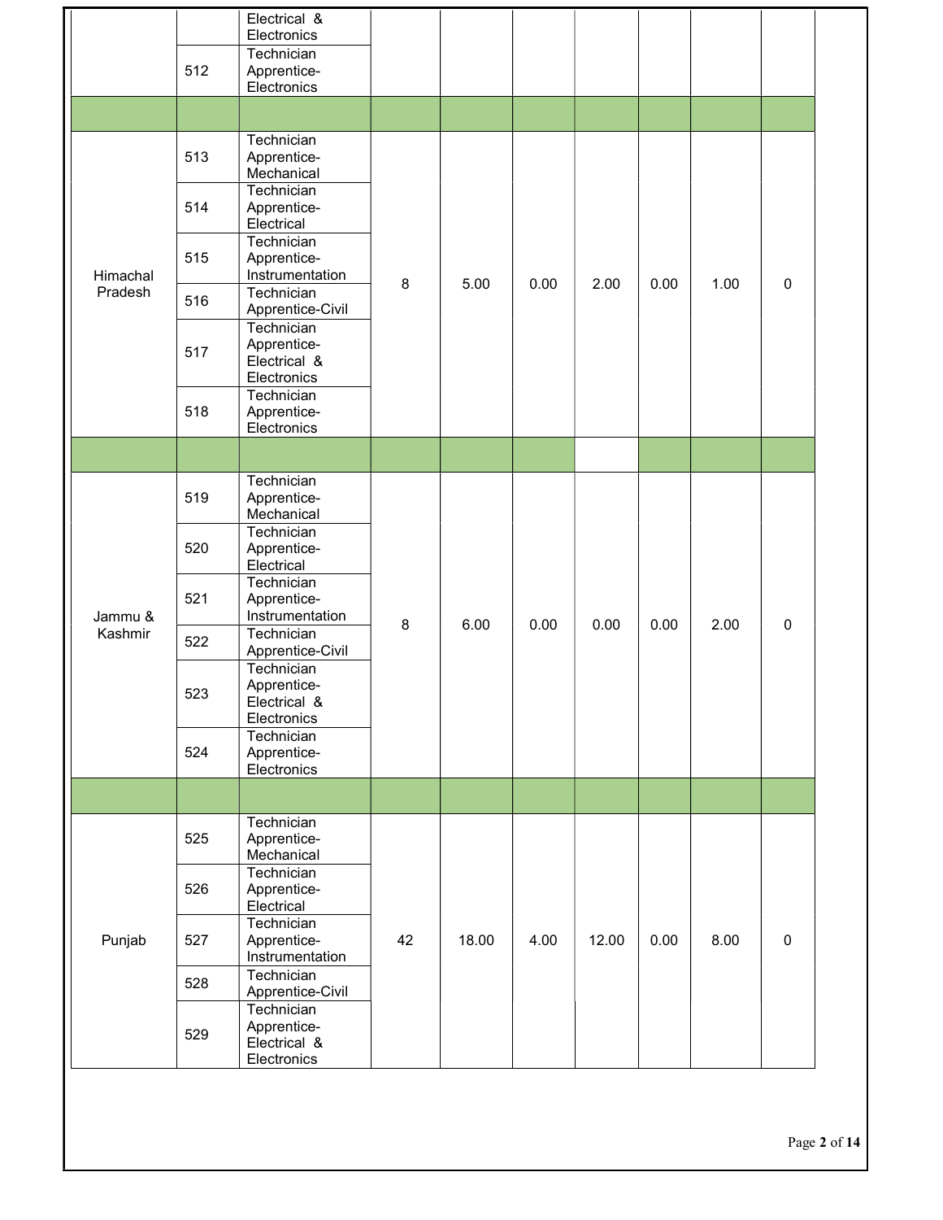| | | | | | | | | | |
|---|---|---|---|---|---|---|---|---|---|
| | | Electrical & Electronics | | | | | | | |
| | 512 | Technician Apprentice-Electronics | | | | | | | |
| | | | | | | | | | |
| Himachal Pradesh | 513 | Technician Apprentice-Mechanical | 8 | 5.00 | 0.00 | 2.00 | 0.00 | 1.00 | 0 |
| | 514 | Technician Apprentice-Electrical | | | | | | | |
| | 515 | Technician Apprentice-Instrumentation | | | | | | | |
| | 516 | Technician Apprentice-Civil | | | | | | | |
| | 517 | Technician Apprentice-Electrical & Electronics | | | | | | | |
| | 518 | Technician Apprentice-Electronics | | | | | | | |
| | | | | | | | | | |
| Jammu & Kashmir | 519 | Technician Apprentice-Mechanical | 8 | 6.00 | 0.00 | 0.00 | 0.00 | 2.00 | 0 |
| | 520 | Technician Apprentice-Electrical | | | | | | | |
| | 521 | Technician Apprentice-Instrumentation | | | | | | | |
| | 522 | Technician Apprentice-Civil | | | | | | | |
| | 523 | Technician Apprentice-Electrical & Electronics | | | | | | | |
| | 524 | Technician Apprentice-Electronics | | | | | | | |
| | | | | | | | | | |
| Punjab | 525 | Technician Apprentice-Mechanical | 42 | 18.00 | 4.00 | 12.00 | 0.00 | 8.00 | 0 |
| | 526 | Technician Apprentice-Electrical | | | | | | | |
| | 527 | Technician Apprentice-Instrumentation | | | | | | | |
| | 528 | Technician Apprentice-Civil | | | | | | | |
| | 529 | Technician Apprentice-Electrical & Electronics | | | | | | | |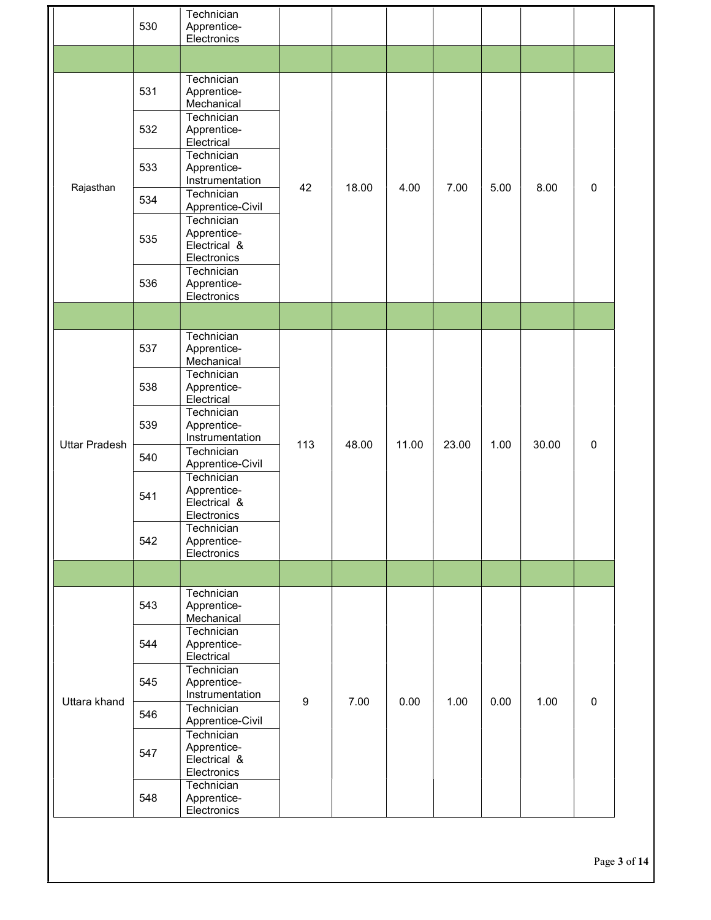|  |  |  |  |  |  |  |  |  |  |
|---|---|---|---|---|---|---|---|---|---|
|  | 530 | Technician Apprentice-Electronics |  |  |  |  |  |  |  |
|  |  |  |  |  |  |  |  |  |  |
| Rajasthan | 531 | Technician Apprentice-Mechanical | 42 | 18.00 | 4.00 | 7.00 | 5.00 | 8.00 | 0 |
|  | 532 | Technician Apprentice-Electrical |  |  |  |  |  |  |  |
|  | 533 | Technician Apprentice-Instrumentation |  |  |  |  |  |  |  |
|  | 534 | Technician Apprentice-Civil |  |  |  |  |  |  |  |
|  | 535 | Technician Apprentice-Electrical & Electronics |  |  |  |  |  |  |  |
|  | 536 | Technician Apprentice-Electronics |  |  |  |  |  |  |  |
|  |  |  |  |  |  |  |  |  |  |
| Uttar Pradesh | 537 | Technician Apprentice-Mechanical | 113 | 48.00 | 11.00 | 23.00 | 1.00 | 30.00 | 0 |
|  | 538 | Technician Apprentice-Electrical |  |  |  |  |  |  |  |
|  | 539 | Technician Apprentice-Instrumentation |  |  |  |  |  |  |  |
|  | 540 | Technician Apprentice-Civil |  |  |  |  |  |  |  |
|  | 541 | Technician Apprentice-Electrical & Electronics |  |  |  |  |  |  |  |
|  | 542 | Technician Apprentice-Electronics |  |  |  |  |  |  |  |
|  |  |  |  |  |  |  |  |  |  |
| Uttara khand | 543 | Technician Apprentice-Mechanical | 9 | 7.00 | 0.00 | 1.00 | 0.00 | 1.00 | 0 |
|  | 544 | Technician Apprentice-Electrical |  |  |  |  |  |  |  |
|  | 545 | Technician Apprentice-Instrumentation |  |  |  |  |  |  |  |
|  | 546 | Technician Apprentice-Civil |  |  |  |  |  |  |  |
|  | 547 | Technician Apprentice-Electrical & Electronics |  |  |  |  |  |  |  |
|  | 548 | Technician Apprentice-Electronics |  |  |  |  |  |  |  |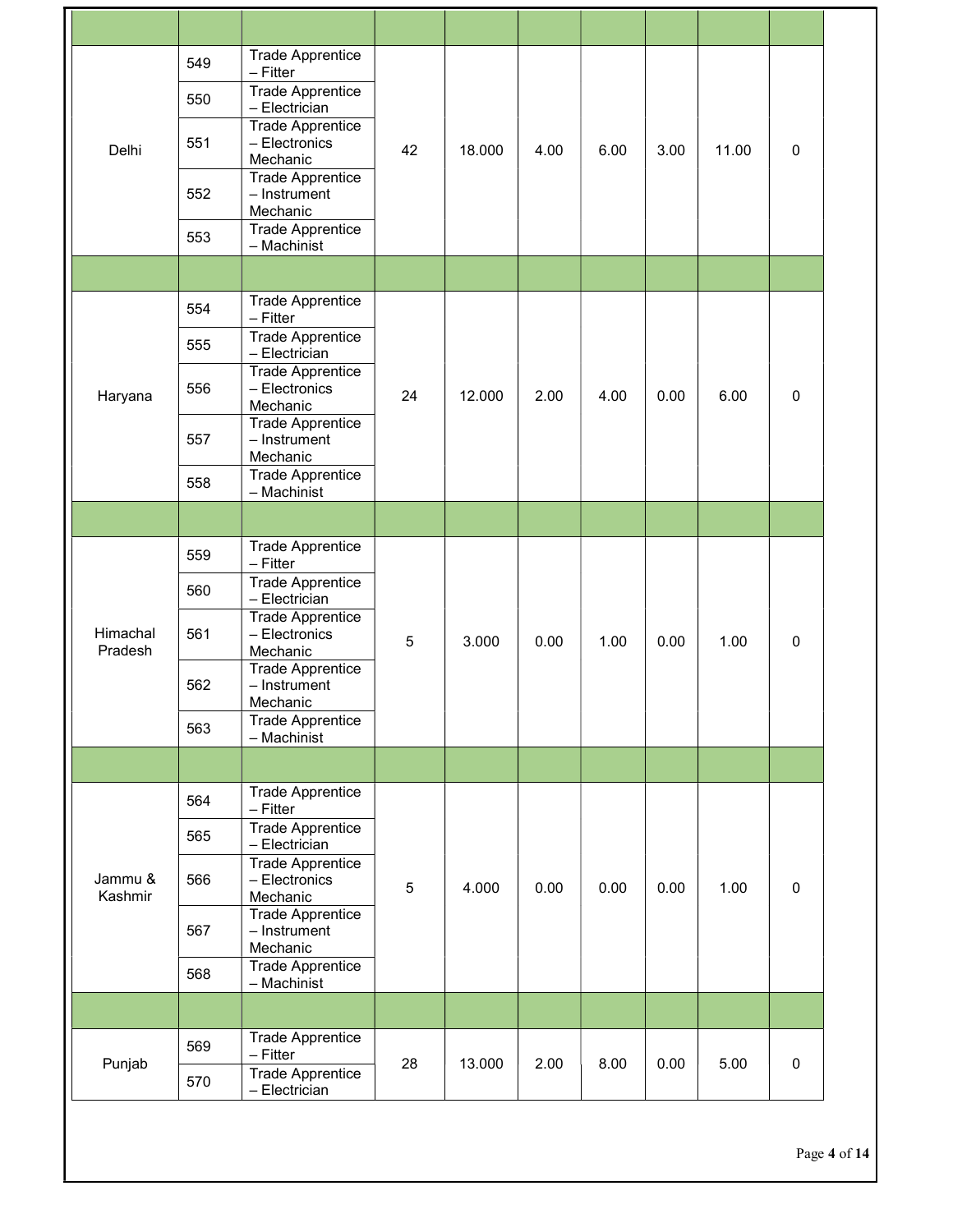| | | | | | | | | | |
|---|---|---|---|---|---|---|---|---|---|
| Delhi | 549 | Trade Apprentice – Fitter | 42 | 18.000 | 4.00 | 6.00 | 3.00 | 11.00 | 0 |
| | 550 | Trade Apprentice – Electrician | | | | | | | |
| | 551 | Trade Apprentice – Electronics Mechanic | | | | | | | |
| | 552 | Trade Apprentice – Instrument Mechanic | | | | | | | |
| | 553 | Trade Apprentice – Machinist | | | | | | | |
| | | | | | | | | | |
| Haryana | 554 | Trade Apprentice – Fitter | 24 | 12.000 | 2.00 | 4.00 | 0.00 | 6.00 | 0 |
| | 555 | Trade Apprentice – Electrician | | | | | | | |
| | 556 | Trade Apprentice – Electronics Mechanic | | | | | | | |
| | 557 | Trade Apprentice – Instrument Mechanic | | | | | | | |
| | 558 | Trade Apprentice – Machinist | | | | | | | |
| | | | | | | | | | |
| Himachal Pradesh | 559 | Trade Apprentice – Fitter | 5 | 3.000 | 0.00 | 1.00 | 0.00 | 1.00 | 0 |
| | 560 | Trade Apprentice – Electrician | | | | | | | |
| | 561 | Trade Apprentice – Electronics Mechanic | | | | | | | |
| | 562 | Trade Apprentice – Instrument Mechanic | | | | | | | |
| | 563 | Trade Apprentice – Machinist | | | | | | | |
| | | | | | | | | | |
| Jammu & Kashmir | 564 | Trade Apprentice – Fitter | 5 | 4.000 | 0.00 | 0.00 | 0.00 | 1.00 | 0 |
| | 565 | Trade Apprentice – Electrician | | | | | | | |
| | 566 | Trade Apprentice – Electronics Mechanic | | | | | | | |
| | 567 | Trade Apprentice – Instrument Mechanic | | | | | | | |
| | 568 | Trade Apprentice – Machinist | | | | | | | |
| | | | | | | | | | |
| Punjab | 569 | Trade Apprentice – Fitter | 28 | 13.000 | 2.00 | 8.00 | 0.00 | 5.00 | 0 |
| | 570 | Trade Apprentice – Electrician | | | | | | | |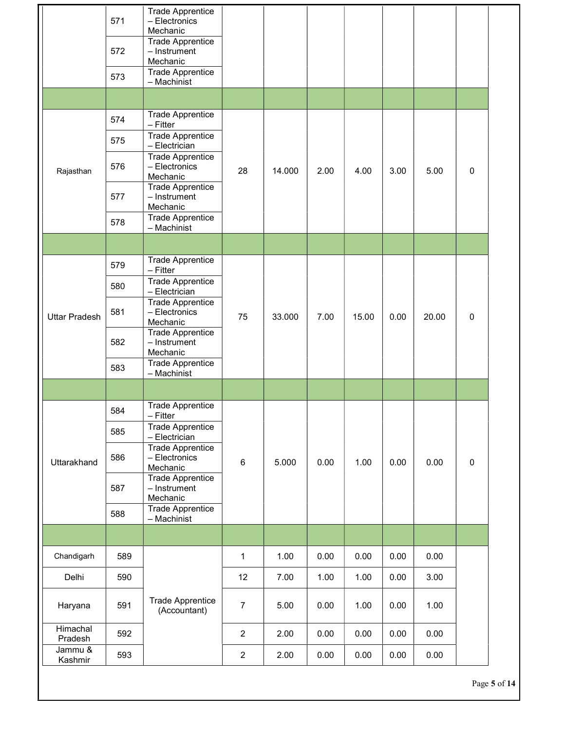|  |  |  |  |  |  |  |  |  |  |
|---|---|---|---|---|---|---|---|---|---|
|  | 571 | Trade Apprentice – Electronics Mechanic |  |  |  |  |  |  |  |
|  | 572 | Trade Apprentice – Instrument Mechanic |  |  |  |  |  |  |  |
|  | 573 | Trade Apprentice – Machinist |  |  |  |  |  |  |  |
|  |  |  |  |  |  |  |  |  |  |
| Rajasthan | 574 | Trade Apprentice – Fitter | 28 | 14.000 | 2.00 | 4.00 | 3.00 | 5.00 | 0 |
|  | 575 | Trade Apprentice – Electrician |  |  |  |  |  |  |  |
|  | 576 | Trade Apprentice – Electronics Mechanic |  |  |  |  |  |  |  |
|  | 577 | Trade Apprentice – Instrument Mechanic |  |  |  |  |  |  |  |
|  | 578 | Trade Apprentice – Machinist |  |  |  |  |  |  |  |
|  |  |  |  |  |  |  |  |  |  |
| Uttar Pradesh | 579 | Trade Apprentice – Fitter | 75 | 33.000 | 7.00 | 15.00 | 0.00 | 20.00 | 0 |
|  | 580 | Trade Apprentice – Electrician |  |  |  |  |  |  |  |
|  | 581 | Trade Apprentice – Electronics Mechanic |  |  |  |  |  |  |  |
|  | 582 | Trade Apprentice – Instrument Mechanic |  |  |  |  |  |  |  |
|  | 583 | Trade Apprentice – Machinist |  |  |  |  |  |  |  |
|  |  |  |  |  |  |  |  |  |  |
| Uttarakhand | 584 | Trade Apprentice – Fitter | 6 | 5.000 | 0.00 | 1.00 | 0.00 | 0.00 | 0 |
|  | 585 | Trade Apprentice – Electrician |  |  |  |  |  |  |  |
|  | 586 | Trade Apprentice – Electronics Mechanic |  |  |  |  |  |  |  |
|  | 587 | Trade Apprentice – Instrument Mechanic |  |  |  |  |  |  |  |
|  | 588 | Trade Apprentice – Machinist |  |  |  |  |  |  |  |
|  |  |  |  |  |  |  |  |  |  |
| Chandigarh | 589 | Trade Apprentice (Accountant) | 1 | 1.00 | 0.00 | 0.00 | 0.00 | 0.00 |  |
| Delhi | 590 |  | 12 | 7.00 | 1.00 | 1.00 | 0.00 | 3.00 |  |
| Haryana | 591 |  | 7 | 5.00 | 0.00 | 1.00 | 0.00 | 1.00 |  |
| Himachal Pradesh | 592 |  | 2 | 2.00 | 0.00 | 0.00 | 0.00 | 0.00 |  |
| Jammu & Kashmir | 593 |  | 2 | 2.00 | 0.00 | 0.00 | 0.00 | 0.00 |  |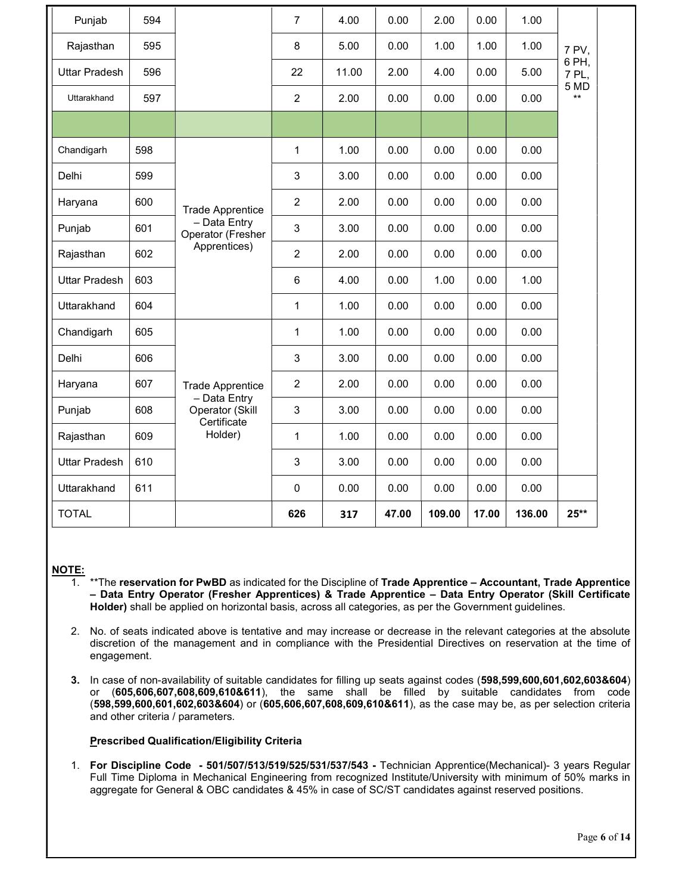| | | | | | | | | | |
|---|---|---|---|---|---|---|---|---|---|
| Punjab | 594 | | 7 | 4.00 | 0.00 | 2.00 | 0.00 | 1.00 | 7 PV, 6 PH, 7 PL, 5 MD ** |
| Rajasthan | 595 | | 8 | 5.00 | 0.00 | 1.00 | 1.00 | 1.00 | |
| Uttar Pradesh | 596 | | 22 | 11.00 | 2.00 | 4.00 | 0.00 | 5.00 | |
| Uttarakhand | 597 | | 2 | 2.00 | 0.00 | 0.00 | 0.00 | 0.00 | |
| | | | | | | | | | |
| Chandigarh | 598 | Trade Apprentice – Data Entry Operator (Fresher Apprentices) | 1 | 1.00 | 0.00 | 0.00 | 0.00 | 0.00 | |
| Delhi | 599 | | 3 | 3.00 | 0.00 | 0.00 | 0.00 | 0.00 | |
| Haryana | 600 | | 2 | 2.00 | 0.00 | 0.00 | 0.00 | 0.00 | |
| Punjab | 601 | | 3 | 3.00 | 0.00 | 0.00 | 0.00 | 0.00 | |
| Rajasthan | 602 | | 2 | 2.00 | 0.00 | 0.00 | 0.00 | 0.00 | |
| Uttar Pradesh | 603 | | 6 | 4.00 | 0.00 | 1.00 | 0.00 | 1.00 | |
| Uttarakhand | 604 | | 1 | 1.00 | 0.00 | 0.00 | 0.00 | 0.00 | |
| Chandigarh | 605 | Trade Apprentice – Data Entry Operator (Skill Certificate Holder) | 1 | 1.00 | 0.00 | 0.00 | 0.00 | 0.00 | |
| Delhi | 606 | | 3 | 3.00 | 0.00 | 0.00 | 0.00 | 0.00 | |
| Haryana | 607 | | 2 | 2.00 | 0.00 | 0.00 | 0.00 | 0.00 | |
| Punjab | 608 | | 3 | 3.00 | 0.00 | 0.00 | 0.00 | 0.00 | |
| Rajasthan | 609 | | 1 | 1.00 | 0.00 | 0.00 | 0.00 | 0.00 | |
| Uttar Pradesh | 610 | | 3 | 3.00 | 0.00 | 0.00 | 0.00 | 0.00 | |
| Uttarakhand | 611 | | 0 | 0.00 | 0.00 | 0.00 | 0.00 | 0.00 | |
| TOTAL | | | **626** | **317** | **47.00** | **109.00** | **17.00** | **136.00** | **25**** |

**NOTE:**

1. **The **reservation for PwBD** as indicated for the Discipline of **Trade Apprentice – Accountant, Trade Apprentice – Data Entry Operator (Fresher Apprentices) & Trade Apprentice – Data Entry Operator (Skill Certificate Holder)** shall be applied on horizontal basis, across all categories, as per the Government guidelines.

2. No. of seats indicated above is tentative and may increase or decrease in the relevant categories at the absolute discretion of the management and in compliance with the Presidential Directives on reservation at the time of engagement.

3. In case of non-availability of suitable candidates for filling up seats against codes (**598,599,600,601,602,603&604**) or (**605,606,607,608,609,610&611**), the same shall be filled by suitable candidates from code (**598,599,600,601,602,603&604**) or (**605,606,607,608,609,610&611**), as the case may be, as per selection criteria and other criteria / parameters.

**Prescribed Qualification/Eligibility Criteria**

1. **For Discipline Code - 501/507/513/519/525/531/537/543 -** Technician Apprentice(Mechanical)- 3 years Regular Full Time Diploma in Mechanical Engineering from recognized Institute/University with minimum of 50% marks in aggregate for General & OBC candidates & 45% in case of SC/ST candidates against reserved positions.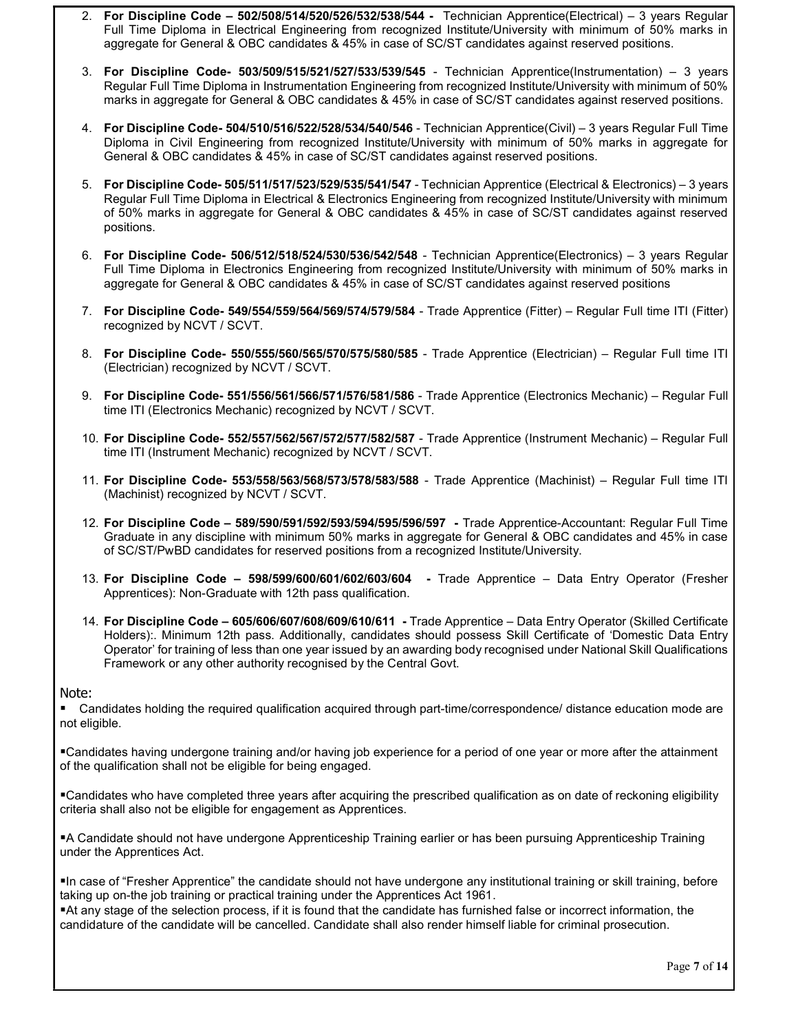2. **For Discipline Code – 502/508/514/520/526/532/538/544 -** Technician Apprentice(Electrical) – 3 years Regular Full Time Diploma in Electrical Engineering from recognized Institute/University with minimum of 50% marks in aggregate for General & OBC candidates & 45% in case of SC/ST candidates against reserved positions.

3. **For Discipline Code- 503/509/515/521/527/533/539/545** - Technician Apprentice(Instrumentation) – 3 years Regular Full Time Diploma in Instrumentation Engineering from recognized Institute/University with minimum of 50% marks in aggregate for General & OBC candidates & 45% in case of SC/ST candidates against reserved positions.

4. **For Discipline Code- 504/510/516/522/528/534/540/546** - Technician Apprentice(Civil) – 3 years Regular Full Time Diploma in Civil Engineering from recognized Institute/University with minimum of 50% marks in aggregate for General & OBC candidates & 45% in case of SC/ST candidates against reserved positions.

5. **For Discipline Code- 505/511/517/523/529/535/541/547** - Technician Apprentice (Electrical & Electronics) – 3 years Regular Full Time Diploma in Electrical & Electronics Engineering from recognized Institute/University with minimum of 50% marks in aggregate for General & OBC candidates & 45% in case of SC/ST candidates against reserved positions.

6. **For Discipline Code- 506/512/518/524/530/536/542/548** - Technician Apprentice(Electronics) – 3 years Regular Full Time Diploma in Electronics Engineering from recognized Institute/University with minimum of 50% marks in aggregate for General & OBC candidates & 45% in case of SC/ST candidates against reserved positions

7. **For Discipline Code- 549/554/559/564/569/574/579/584** - Trade Apprentice (Fitter) – Regular Full time ITI (Fitter) recognized by NCVT / SCVT.

8. **For Discipline Code- 550/555/560/565/570/575/580/585** - Trade Apprentice (Electrician) – Regular Full time ITI (Electrician) recognized by NCVT / SCVT.

9. **For Discipline Code- 551/556/561/566/571/576/581/586** - Trade Apprentice (Electronics Mechanic) – Regular Full time ITI (Electronics Mechanic) recognized by NCVT / SCVT.

10. **For Discipline Code- 552/557/562/567/572/577/582/587** - Trade Apprentice (Instrument Mechanic) – Regular Full time ITI (Instrument Mechanic) recognized by NCVT / SCVT.

11. **For Discipline Code- 553/558/563/568/573/578/583/588** - Trade Apprentice (Machinist) – Regular Full time ITI (Machinist) recognized by NCVT / SCVT.

12. **For Discipline Code – 589/590/591/592/593/594/595/596/597 -** Trade Apprentice-Accountant: Regular Full Time Graduate in any discipline with minimum 50% marks in aggregate for General & OBC candidates and 45% in case of SC/ST/PwBD candidates for reserved positions from a recognized Institute/University.

13. **For Discipline Code – 598/599/600/601/602/603/604 -** Trade Apprentice – Data Entry Operator (Fresher Apprentices): Non-Graduate with 12th pass qualification.

14. **For Discipline Code – 605/606/607/608/609/610/611 -** Trade Apprentice – Data Entry Operator (Skilled Certificate Holders):. Minimum 12th pass. Additionally, candidates should possess Skill Certificate of 'Domestic Data Entry Operator' for training of less than one year issued by an awarding body recognised under National Skill Qualifications Framework or any other authority recognised by the Central Govt.

Note:

- Candidates holding the required qualification acquired through part-time/correspondence/ distance education mode are not eligible.

- Candidates having undergone training and/or having job experience for a period of one year or more after the attainment of the qualification shall not be eligible for being engaged.

- Candidates who have completed three years after acquiring the prescribed qualification as on date of reckoning eligibility criteria shall also not be eligible for engagement as Apprentices.

- A Candidate should not have undergone Apprenticeship Training earlier or has been pursuing Apprenticeship Training under the Apprentices Act.

- In case of "Fresher Apprentice" the candidate should not have undergone any institutional training or skill training, before taking up on-the job training or practical training under the Apprentices Act 1961.
- At any stage of the selection process, if it is found that the candidate has furnished false or incorrect information, the candidature of the candidate will be cancelled. Candidate shall also render himself liable for criminal prosecution.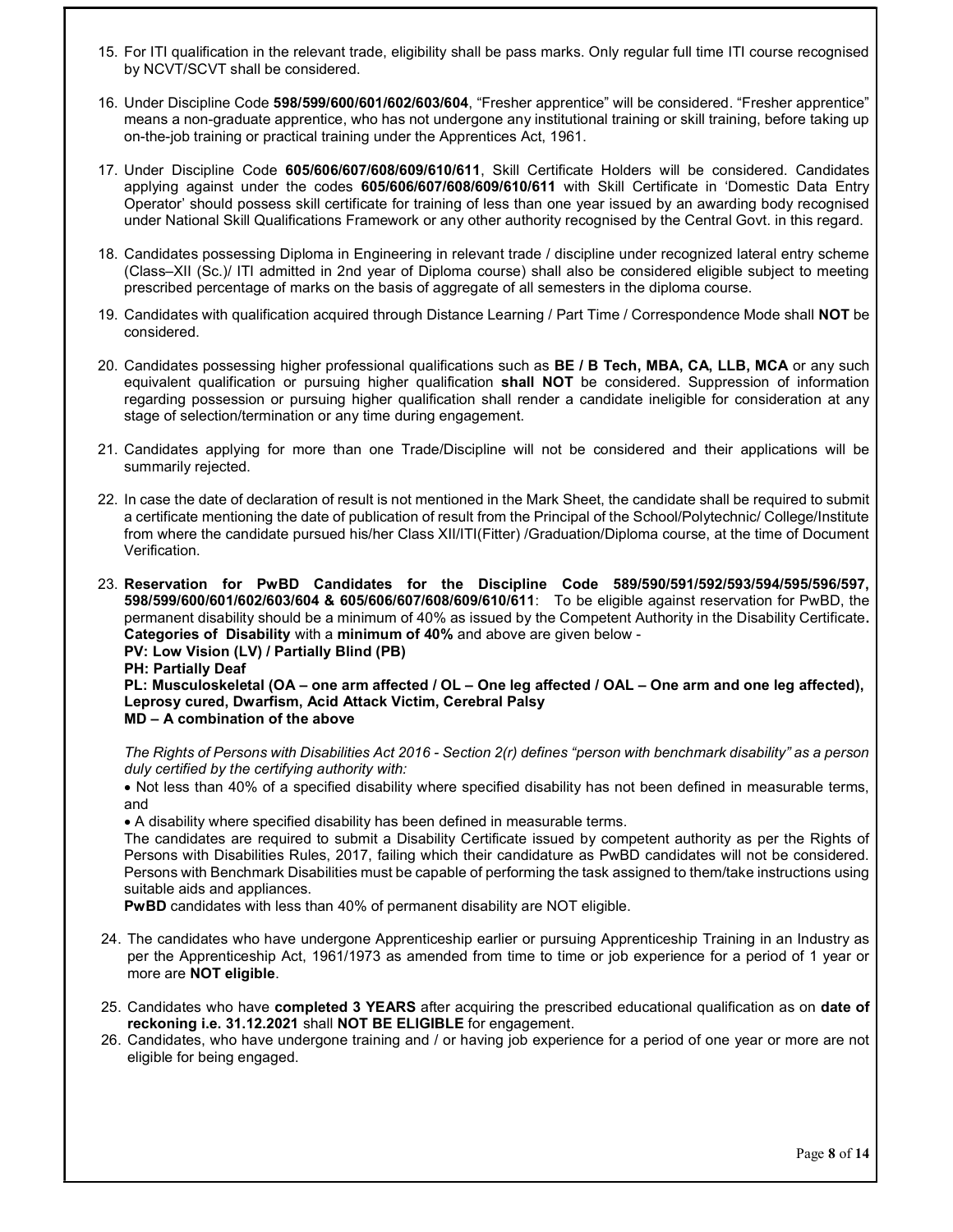15. For ITI qualification in the relevant trade, eligibility shall be pass marks. Only regular full time ITI course recognised by NCVT/SCVT shall be considered.

16. Under Discipline Code **598/599/600/601/602/603/604**, "Fresher apprentice" will be considered. "Fresher apprentice" means a non-graduate apprentice, who has not undergone any institutional training or skill training, before taking up on-the-job training or practical training under the Apprentices Act, 1961.

17. Under Discipline Code **605/606/607/608/609/610/611**, Skill Certificate Holders will be considered. Candidates applying against under the codes **605/606/607/608/609/610/611** with Skill Certificate in 'Domestic Data Entry Operator' should possess skill certificate for training of less than one year issued by an awarding body recognised under National Skill Qualifications Framework or any other authority recognised by the Central Govt. in this regard.

18. Candidates possessing Diploma in Engineering in relevant trade / discipline under recognized lateral entry scheme (Class–XII (Sc.)/ ITI admitted in 2nd year of Diploma course) shall also be considered eligible subject to meeting prescribed percentage of marks on the basis of aggregate of all semesters in the diploma course.

19. Candidates with qualification acquired through Distance Learning / Part Time / Correspondence Mode shall **NOT** be considered.

20. Candidates possessing higher professional qualifications such as **BE / B Tech, MBA, CA, LLB, MCA** or any such equivalent qualification or pursuing higher qualification **shall NOT** be considered. Suppression of information regarding possession or pursuing higher qualification shall render a candidate ineligible for consideration at any stage of selection/termination or any time during engagement.

21. Candidates applying for more than one Trade/Discipline will not be considered and their applications will be summarily rejected.

22. In case the date of declaration of result is not mentioned in the Mark Sheet, the candidate shall be required to submit a certificate mentioning the date of publication of result from the Principal of the School/Polytechnic/ College/Institute from where the candidate pursued his/her Class XII/ITI(Fitter) /Graduation/Diploma course, at the time of Document Verification.

23. **Reservation for PwBD Candidates for the Discipline Code 589/590/591/592/593/594/595/596/597, 598/599/600/601/602/603/604 & 605/606/607/608/609/610/611**: To be eligible against reservation for PwBD, the permanent disability should be a minimum of 40% as issued by the Competent Authority in the Disability Certificate**.**
**Categories of Disability** with a **minimum of 40%** and above are given below -
**PV: Low Vision (LV) / Partially Blind (PB)**
**PH: Partially Deaf**
**PL: Musculoskeletal (OA – one arm affected / OL – One leg affected / OAL – One arm and one leg affected), Leprosy cured, Dwarfism, Acid Attack Victim, Cerebral Palsy**
**MD – A combination of the above**

    *The Rights of Persons with Disabilities Act 2016 - Section 2(r) defines "person with benchmark disability" as a person duly certified by the certifying authority with:*

    - Not less than 40% of a specified disability where specified disability has not been defined in measurable terms, and
    - A disability where specified disability has been defined in measurable terms.

    The candidates are required to submit a Disability Certificate issued by competent authority as per the Rights of Persons with Disabilities Rules, 2017, failing which their candidature as PwBD candidates will not be considered. Persons with Benchmark Disabilities must be capable of performing the task assigned to them/take instructions using suitable aids and appliances.
    **PwBD** candidates with less than 40% of permanent disability are NOT eligible.

24. The candidates who have undergone Apprenticeship earlier or pursuing Apprenticeship Training in an Industry as per the Apprenticeship Act, 1961/1973 as amended from time to time or job experience for a period of 1 year or more are **NOT eligible**.

25. Candidates who have **completed 3 YEARS** after acquiring the prescribed educational qualification as on **date of reckoning i.e. 31.12.2021** shall **NOT BE ELIGIBLE** for engagement.

26. Candidates, who have undergone training and / or having job experience for a period of one year or more are not eligible for being engaged.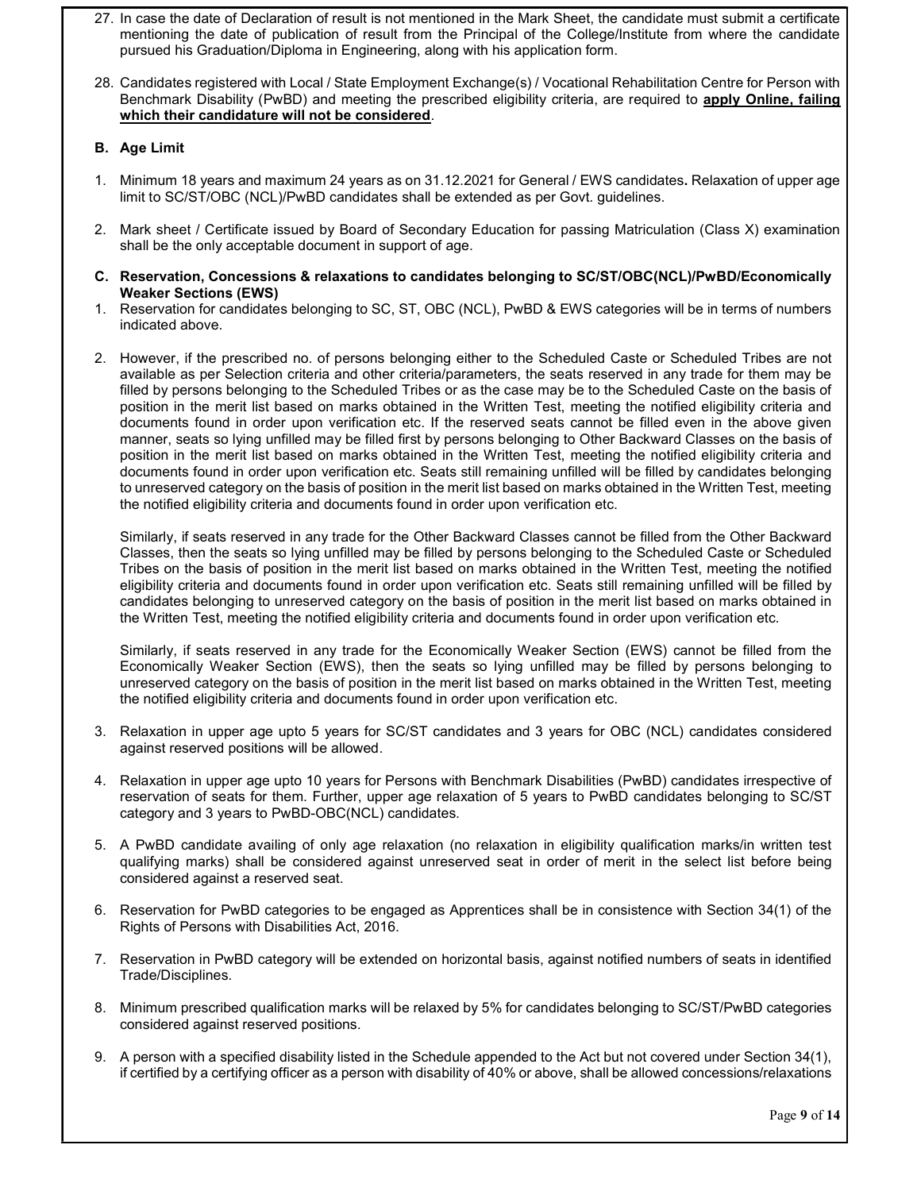27. In case the date of Declaration of result is not mentioned in the Mark Sheet, the candidate must submit a certificate mentioning the date of publication of result from the Principal of the College/Institute from where the candidate pursued his Graduation/Diploma in Engineering, along with his application form.

28. Candidates registered with Local / State Employment Exchange(s) / Vocational Rehabilitation Centre for Person with Benchmark Disability (PwBD) and meeting the prescribed eligibility criteria, are required to **apply Online, failing which their candidature will not be considered**.

**B. Age Limit**

1. Minimum 18 years and maximum 24 years as on 31.12.2021 for General / EWS candidates**.** Relaxation of upper age limit to SC/ST/OBC (NCL)/PwBD candidates shall be extended as per Govt. guidelines.

2. Mark sheet / Certificate issued by Board of Secondary Education for passing Matriculation (Class X) examination shall be the only acceptable document in support of age.

**C. Reservation, Concessions & relaxations to candidates belonging to SC/ST/OBC(NCL)/PwBD/Economically Weaker Sections (EWS)**

1. Reservation for candidates belonging to SC, ST, OBC (NCL), PwBD & EWS categories will be in terms of numbers indicated above.

2. However, if the prescribed no. of persons belonging either to the Scheduled Caste or Scheduled Tribes are not available as per Selection criteria and other criteria/parameters, the seats reserved in any trade for them may be filled by persons belonging to the Scheduled Tribes or as the case may be to the Scheduled Caste on the basis of position in the merit list based on marks obtained in the Written Test, meeting the notified eligibility criteria and documents found in order upon verification etc. If the reserved seats cannot be filled even in the above given manner, seats so lying unfilled may be filled first by persons belonging to Other Backward Classes on the basis of position in the merit list based on marks obtained in the Written Test, meeting the notified eligibility criteria and documents found in order upon verification etc. Seats still remaining unfilled will be filled by candidates belonging to unreserved category on the basis of position in the merit list based on marks obtained in the Written Test, meeting the notified eligibility criteria and documents found in order upon verification etc.

   Similarly, if seats reserved in any trade for the Other Backward Classes cannot be filled from the Other Backward Classes, then the seats so lying unfilled may be filled by persons belonging to the Scheduled Caste or Scheduled Tribes on the basis of position in the merit list based on marks obtained in the Written Test, meeting the notified eligibility criteria and documents found in order upon verification etc. Seats still remaining unfilled will be filled by candidates belonging to unreserved category on the basis of position in the merit list based on marks obtained in the Written Test, meeting the notified eligibility criteria and documents found in order upon verification etc.

   Similarly, if seats reserved in any trade for the Economically Weaker Section (EWS) cannot be filled from the Economically Weaker Section (EWS), then the seats so lying unfilled may be filled by persons belonging to unreserved category on the basis of position in the merit list based on marks obtained in the Written Test, meeting the notified eligibility criteria and documents found in order upon verification etc.

3. Relaxation in upper age upto 5 years for SC/ST candidates and 3 years for OBC (NCL) candidates considered against reserved positions will be allowed.

4. Relaxation in upper age upto 10 years for Persons with Benchmark Disabilities (PwBD) candidates irrespective of reservation of seats for them. Further, upper age relaxation of 5 years to PwBD candidates belonging to SC/ST category and 3 years to PwBD-OBC(NCL) candidates.

5. A PwBD candidate availing of only age relaxation (no relaxation in eligibility qualification marks/in written test qualifying marks) shall be considered against unreserved seat in order of merit in the select list before being considered against a reserved seat.

6. Reservation for PwBD categories to be engaged as Apprentices shall be in consistence with Section 34(1) of the Rights of Persons with Disabilities Act, 2016.

7. Reservation in PwBD category will be extended on horizontal basis, against notified numbers of seats in identified Trade/Disciplines.

8. Minimum prescribed qualification marks will be relaxed by 5% for candidates belonging to SC/ST/PwBD categories considered against reserved positions.

9. A person with a specified disability listed in the Schedule appended to the Act but not covered under Section 34(1), if certified by a certifying officer as a person with disability of 40% or above, shall be allowed concessions/relaxations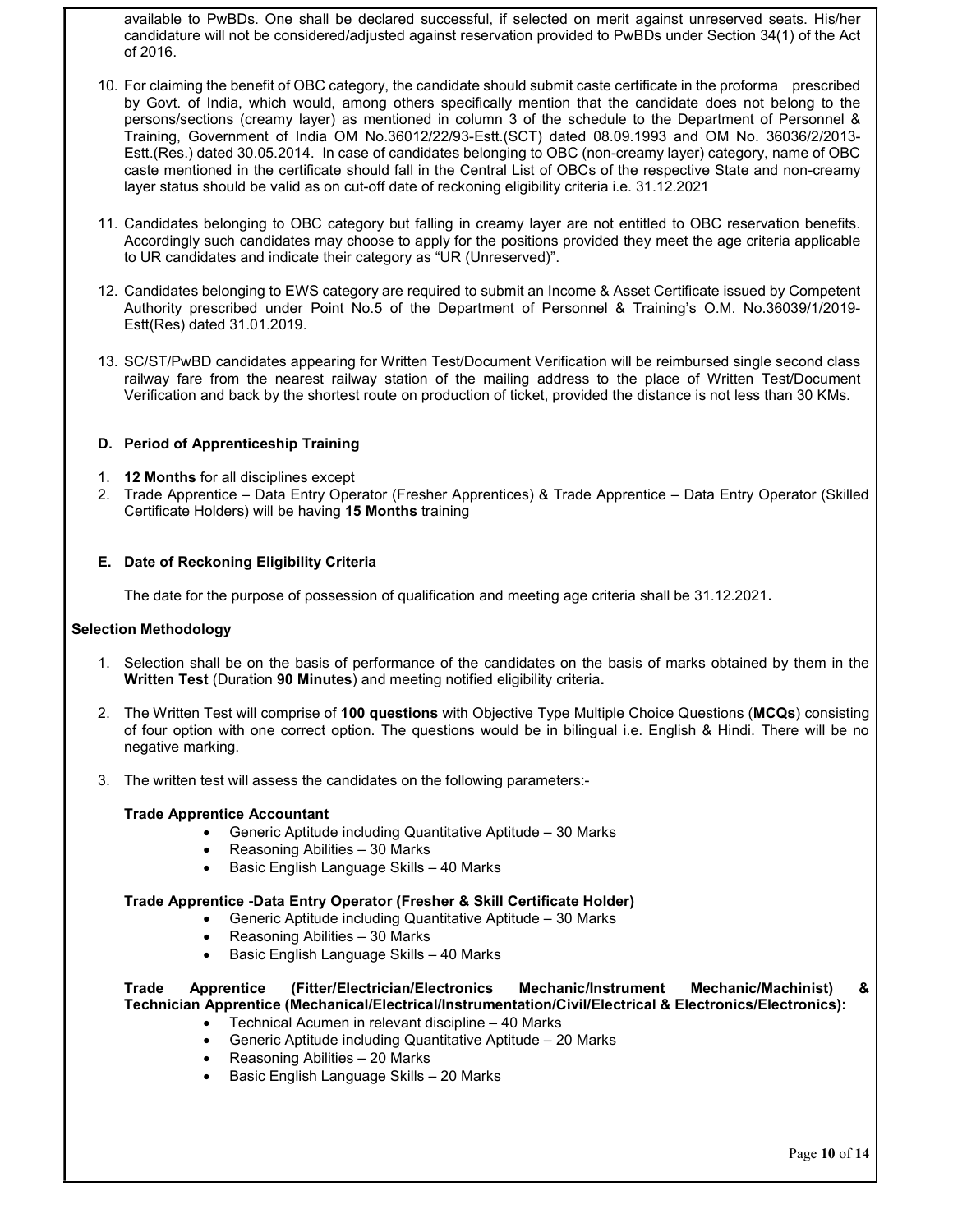available to PwBDs. One shall be declared successful, if selected on merit against unreserved seats. His/her candidature will not be considered/adjusted against reservation provided to PwBDs under Section 34(1) of the Act of 2016.

10. For claiming the benefit of OBC category, the candidate should submit caste certificate in the proforma prescribed by Govt. of India, which would, among others specifically mention that the candidate does not belong to the persons/sections (creamy layer) as mentioned in column 3 of the schedule to the Department of Personnel & Training, Government of India OM No.36012/22/93-Estt.(SCT) dated 08.09.1993 and OM No. 36036/2/2013-Estt.(Res.) dated 30.05.2014. In case of candidates belonging to OBC (non-creamy layer) category, name of OBC caste mentioned in the certificate should fall in the Central List of OBCs of the respective State and non-creamy layer status should be valid as on cut-off date of reckoning eligibility criteria i.e. 31.12.2021

11. Candidates belonging to OBC category but falling in creamy layer are not entitled to OBC reservation benefits. Accordingly such candidates may choose to apply for the positions provided they meet the age criteria applicable to UR candidates and indicate their category as "UR (Unreserved)".

12. Candidates belonging to EWS category are required to submit an Income & Asset Certificate issued by Competent Authority prescribed under Point No.5 of the Department of Personnel & Training's O.M. No.36039/1/2019-Estt(Res) dated 31.01.2019.

13. SC/ST/PwBD candidates appearing for Written Test/Document Verification will be reimbursed single second class railway fare from the nearest railway station of the mailing address to the place of Written Test/Document Verification and back by the shortest route on production of ticket, provided the distance is not less than 30 KMs.

### D. Period of Apprenticeship Training

1. **12 Months** for all disciplines except
2. Trade Apprentice – Data Entry Operator (Fresher Apprentices) & Trade Apprentice – Data Entry Operator (Skilled Certificate Holders) will be having **15 Months** training

### E. Date of Reckoning Eligibility Criteria

The date for the purpose of possession of qualification and meeting age criteria shall be 31.12.2021**.**

### Selection Methodology

1. Selection shall be on the basis of performance of the candidates on the basis of marks obtained by them in the **Written Test** (Duration **90 Minutes**) and meeting notified eligibility criteria**.**

2. The Written Test will comprise of **100 questions** with Objective Type Multiple Choice Questions (**MCQs**) consisting of four option with one correct option. The questions would be in bilingual i.e. English & Hindi. There will be no negative marking.

3. The written test will assess the candidates on the following parameters:-

   **Trade Apprentice Accountant**
   - Generic Aptitude including Quantitative Aptitude – 30 Marks
   - Reasoning Abilities – 30 Marks
   - Basic English Language Skills – 40 Marks

   **Trade Apprentice -Data Entry Operator (Fresher & Skill Certificate Holder)**
   - Generic Aptitude including Quantitative Aptitude – 30 Marks
   - Reasoning Abilities – 30 Marks
   - Basic English Language Skills – 40 Marks

   **Trade Apprentice (Fitter/Electrician/Electronics Mechanic/Instrument Mechanic/Machinist) & Technician Apprentice (Mechanical/Electrical/Instrumentation/Civil/Electrical & Electronics/Electronics):**
   - Technical Acumen in relevant discipline – 40 Marks
   - Generic Aptitude including Quantitative Aptitude – 20 Marks
   - Reasoning Abilities – 20 Marks
   - Basic English Language Skills – 20 Marks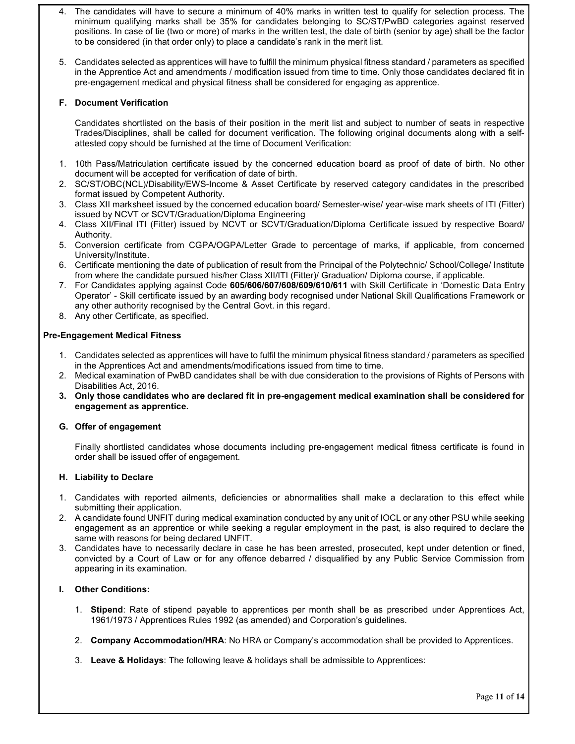4. The candidates will have to secure a minimum of 40% marks in written test to qualify for selection process. The minimum qualifying marks shall be 35% for candidates belonging to SC/ST/PwBD categories against reserved positions. In case of tie (two or more) of marks in the written test, the date of birth (senior by age) shall be the factor to be considered (in that order only) to place a candidate's rank in the merit list.

5. Candidates selected as apprentices will have to fulfill the minimum physical fitness standard / parameters as specified in the Apprentice Act and amendments / modification issued from time to time. Only those candidates declared fit in pre-engagement medical and physical fitness shall be considered for engaging as apprentice.

### F. Document Verification

Candidates shortlisted on the basis of their position in the merit list and subject to number of seats in respective Trades/Disciplines, shall be called for document verification. The following original documents along with a self-attested copy should be furnished at the time of Document Verification:

1. 10th Pass/Matriculation certificate issued by the concerned education board as proof of date of birth. No other document will be accepted for verification of date of birth.
2. SC/ST/OBC(NCL)/Disability/EWS-Income & Asset Certificate by reserved category candidates in the prescribed format issued by Competent Authority.
3. Class XII marksheet issued by the concerned education board/ Semester-wise/ year-wise mark sheets of ITI (Fitter) issued by NCVT or SCVT/Graduation/Diploma Engineering
4. Class XII/Final ITI (Fitter) issued by NCVT or SCVT/Graduation/Diploma Certificate issued by respective Board/ Authority.
5. Conversion certificate from CGPA/OGPA/Letter Grade to percentage of marks, if applicable, from concerned University/Institute.
6. Certificate mentioning the date of publication of result from the Principal of the Polytechnic/ School/College/ Institute from where the candidate pursued his/her Class XII/ITI (Fitter)/ Graduation/ Diploma course, if applicable.
7. For Candidates applying against Code **605/606/607/608/609/610/611** with Skill Certificate in 'Domestic Data Entry Operator' - Skill certificate issued by an awarding body recognised under National Skill Qualifications Framework or any other authority recognised by the Central Govt. in this regard.
8. Any other Certificate, as specified.

### Pre-Engagement Medical Fitness

1. Candidates selected as apprentices will have to fulfil the minimum physical fitness standard / parameters as specified in the Apprentices Act and amendments/modifications issued from time to time.
2. Medical examination of PwBD candidates shall be with due consideration to the provisions of Rights of Persons with Disabilities Act, 2016.
3. **Only those candidates who are declared fit in pre-engagement medical examination shall be considered for engagement as apprentice.**

### G. Offer of engagement

Finally shortlisted candidates whose documents including pre-engagement medical fitness certificate is found in order shall be issued offer of engagement.

### H. Liability to Declare

1. Candidates with reported ailments, deficiencies or abnormalities shall make a declaration to this effect while submitting their application.
2. A candidate found UNFIT during medical examination conducted by any unit of IOCL or any other PSU while seeking engagement as an apprentice or while seeking a regular employment in the past, is also required to declare the same with reasons for being declared UNFIT.
3. Candidates have to necessarily declare in case he has been arrested, prosecuted, kept under detention or fined, convicted by a Court of Law or for any offence debarred / disqualified by any Public Service Commission from appearing in its examination.

### I. Other Conditions:

1. **Stipend**: Rate of stipend payable to apprentices per month shall be as prescribed under Apprentices Act, 1961/1973 / Apprentices Rules 1992 (as amended) and Corporation's guidelines.

2. **Company Accommodation/HRA**: No HRA or Company's accommodation shall be provided to Apprentices.

3. **Leave & Holidays**: The following leave & holidays shall be admissible to Apprentices: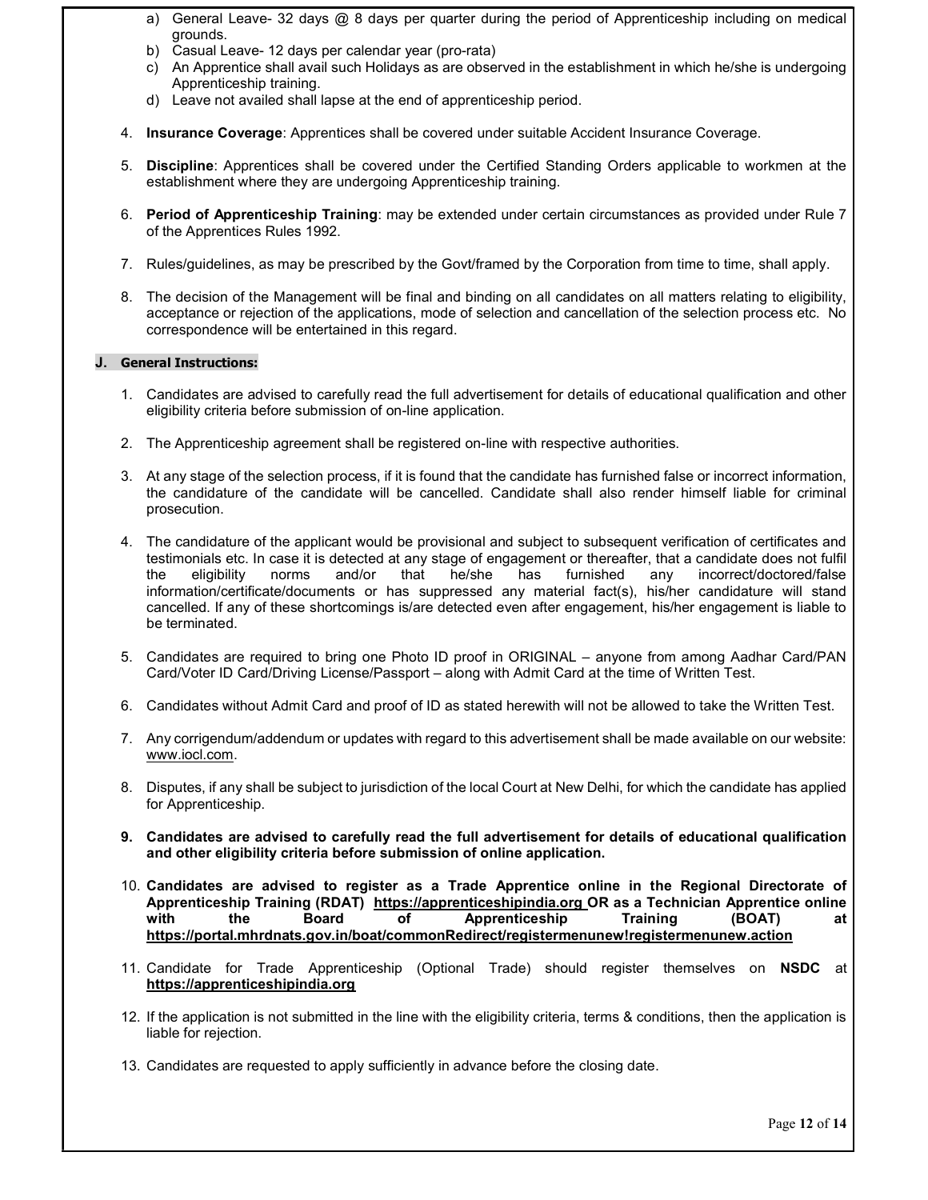a) General Leave- 32 days @ 8 days per quarter during the period of Apprenticeship including on medical grounds.
b) Casual Leave- 12 days per calendar year (pro-rata)
c) An Apprentice shall avail such Holidays as are observed in the establishment in which he/she is undergoing Apprenticeship training.
d) Leave not availed shall lapse at the end of apprenticeship period.

4. **Insurance Coverage**: Apprentices shall be covered under suitable Accident Insurance Coverage.

5. **Discipline**: Apprentices shall be covered under the Certified Standing Orders applicable to workmen at the establishment where they are undergoing Apprenticeship training.

6. **Period of Apprenticeship Training**: may be extended under certain circumstances as provided under Rule 7 of the Apprentices Rules 1992.

7. Rules/guidelines, as may be prescribed by the Govt/framed by the Corporation from time to time, shall apply.

8. The decision of the Management will be final and binding on all candidates on all matters relating to eligibility, acceptance or rejection of the applications, mode of selection and cancellation of the selection process etc. No correspondence will be entertained in this regard.

**J. General Instructions:**

1. Candidates are advised to carefully read the full advertisement for details of educational qualification and other eligibility criteria before submission of on-line application.

2. The Apprenticeship agreement shall be registered on-line with respective authorities.

3. At any stage of the selection process, if it is found that the candidate has furnished false or incorrect information, the candidature of the candidate will be cancelled. Candidate shall also render himself liable for criminal prosecution.

4. The candidature of the applicant would be provisional and subject to subsequent verification of certificates and testimonials etc. In case it is detected at any stage of engagement or thereafter, that a candidate does not fulfil the eligibility norms and/or that he/she has furnished any incorrect/doctored/false information/certificate/documents or has suppressed any material fact(s), his/her candidature will stand cancelled. If any of these shortcomings is/are detected even after engagement, his/her engagement is liable to be terminated.

5. Candidates are required to bring one Photo ID proof in ORIGINAL – anyone from among Aadhar Card/PAN Card/Voter ID Card/Driving License/Passport – along with Admit Card at the time of Written Test.

6. Candidates without Admit Card and proof of ID as stated herewith will not be allowed to take the Written Test.

7. Any corrigendum/addendum or updates with regard to this advertisement shall be made available on our website: www.iocl.com.

8. Disputes, if any shall be subject to jurisdiction of the local Court at New Delhi, for which the candidate has applied for Apprenticeship.

9. **Candidates are advised to carefully read the full advertisement for details of educational qualification and other eligibility criteria before submission of online application.**

10. **Candidates are advised to register as a Trade Apprentice online in the Regional Directorate of Apprenticeship Training (RDAT) https://apprenticeshipindia.org OR as a Technician Apprentice online with the Board of Apprenticeship Training (BOAT) at https://portal.mhrdnats.gov.in/boat/commonRedirect/registermenunew!registermenunew.action**

11. Candidate for Trade Apprenticeship (Optional Trade) should register themselves on **NSDC** at **https://apprenticeshipindia.org**

12. If the application is not submitted in the line with the eligibility criteria, terms & conditions, then the application is liable for rejection.

13. Candidates are requested to apply sufficiently in advance before the closing date.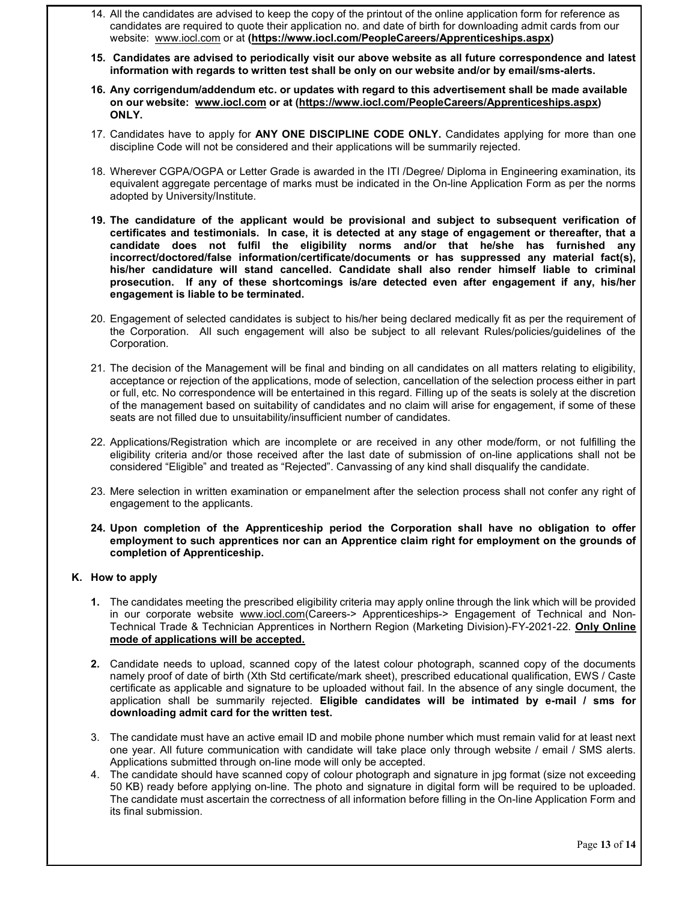14. All the candidates are advised to keep the copy of the printout of the online application form for reference as candidates are required to quote their application no. and date of birth for downloading admit cards from our website: www.iocl.com or at **(https://www.iocl.com/PeopleCareers/Apprenticeships.aspx)**

15. **Candidates are advised to periodically visit our above website as all future correspondence and latest information with regards to written test shall be only on our website and/or by email/sms-alerts.**

16. **Any corrigendum/addendum etc. or updates with regard to this advertisement shall be made available on our website: www.iocl.com or at (https://www.iocl.com/PeopleCareers/Apprenticeships.aspx) ONLY.**

17. Candidates have to apply for **ANY ONE DISCIPLINE CODE ONLY.** Candidates applying for more than one discipline Code will not be considered and their applications will be summarily rejected.

18. Wherever CGPA/OGPA or Letter Grade is awarded in the ITI /Degree/ Diploma in Engineering examination, its equivalent aggregate percentage of marks must be indicated in the On-line Application Form as per the norms adopted by University/Institute.

19. **The candidature of the applicant would be provisional and subject to subsequent verification of certificates and testimonials. In case, it is detected at any stage of engagement or thereafter, that a candidate does not fulfil the eligibility norms and/or that he/she has furnished any incorrect/doctored/false information/certificate/documents or has suppressed any material fact(s), his/her candidature will stand cancelled. Candidate shall also render himself liable to criminal prosecution. If any of these shortcomings is/are detected even after engagement if any, his/her engagement is liable to be terminated.**

20. Engagement of selected candidates is subject to his/her being declared medically fit as per the requirement of the Corporation. All such engagement will also be subject to all relevant Rules/policies/guidelines of the Corporation.

21. The decision of the Management will be final and binding on all candidates on all matters relating to eligibility, acceptance or rejection of the applications, mode of selection, cancellation of the selection process either in part or full, etc. No correspondence will be entertained in this regard. Filling up of the seats is solely at the discretion of the management based on suitability of candidates and no claim will arise for engagement, if some of these seats are not filled due to unsuitability/insufficient number of candidates.

22. Applications/Registration which are incomplete or are received in any other mode/form, or not fulfilling the eligibility criteria and/or those received after the last date of submission of on-line applications shall not be considered "Eligible" and treated as "Rejected". Canvassing of any kind shall disqualify the candidate.

23. Mere selection in written examination or empanelment after the selection process shall not confer any right of engagement to the applicants.

24. **Upon completion of the Apprenticeship period the Corporation shall have no obligation to offer employment to such apprentices nor can an Apprentice claim right for employment on the grounds of completion of Apprenticeship.**

**K. How to apply**

1. The candidates meeting the prescribed eligibility criteria may apply online through the link which will be provided in our corporate website www.iocl.com(Careers-> Apprenticeships-> Engagement of Technical and Non-Technical Trade & Technician Apprentices in Northern Region (Marketing Division)-FY-2021-22. **Only Online mode of applications will be accepted.**

2. Candidate needs to upload, scanned copy of the latest colour photograph, scanned copy of the documents namely proof of date of birth (Xth Std certificate/mark sheet), prescribed educational qualification, EWS / Caste certificate as applicable and signature to be uploaded without fail. In the absence of any single document, the application shall be summarily rejected. **Eligible candidates will be intimated by e-mail / sms for downloading admit card for the written test.**

3. The candidate must have an active email ID and mobile phone number which must remain valid for at least next one year. All future communication with candidate will take place only through website / email / SMS alerts. Applications submitted through on-line mode will only be accepted.

4. The candidate should have scanned copy of colour photograph and signature in jpg format (size not exceeding 50 KB) ready before applying on-line. The photo and signature in digital form will be required to be uploaded. The candidate must ascertain the correctness of all information before filling in the On-line Application Form and its final submission.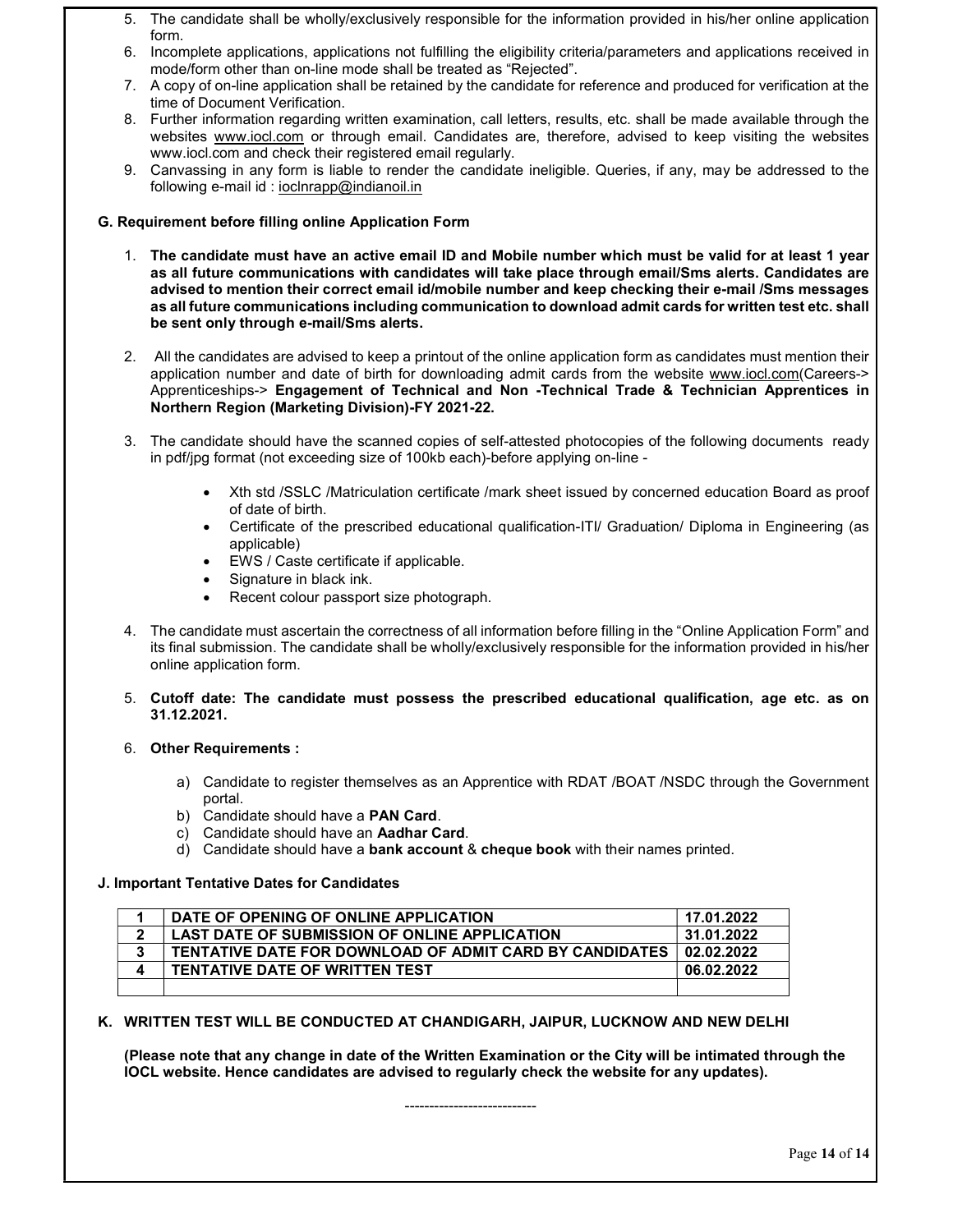5. The candidate shall be wholly/exclusively responsible for the information provided in his/her online application form.
6. Incomplete applications, applications not fulfilling the eligibility criteria/parameters and applications received in mode/form other than on-line mode shall be treated as "Rejected".
7. A copy of on-line application shall be retained by the candidate for reference and produced for verification at the time of Document Verification.
8. Further information regarding written examination, call letters, results, etc. shall be made available through the websites www.iocl.com or through email. Candidates are, therefore, advised to keep visiting the websites www.iocl.com and check their registered email regularly.
9. Canvassing in any form is liable to render the candidate ineligible. Queries, if any, may be addressed to the following e-mail id : ioclnrapp@indianoil.in

### G. Requirement before filling online Application Form

1. **The candidate must have an active email ID and Mobile number which must be valid for at least 1 year as all future communications with candidates will take place through email/Sms alerts. Candidates are advised to mention their correct email id/mobile number and keep checking their e-mail /Sms messages as all future communications including communication to download admit cards for written test etc. shall be sent only through e-mail/Sms alerts.**

2. All the candidates are advised to keep a printout of the online application form as candidates must mention their application number and date of birth for downloading admit cards from the website www.iocl.com(Careers-> Apprenticeships-> **Engagement of Technical and Non -Technical Trade & Technician Apprentices in Northern Region (Marketing Division)-FY 2021-22.**

3. The candidate should have the scanned copies of self-attested photocopies of the following documents ready in pdf/jpg format (not exceeding size of 100kb each)-before applying on-line -

    - Xth std /SSLC /Matriculation certificate /mark sheet issued by concerned education Board as proof of date of birth.
    - Certificate of the prescribed educational qualification-ITI/ Graduation/ Diploma in Engineering (as applicable)
    - EWS / Caste certificate if applicable.
    - Signature in black ink.
    - Recent colour passport size photograph.

4. The candidate must ascertain the correctness of all information before filling in the "Online Application Form" and its final submission. The candidate shall be wholly/exclusively responsible for the information provided in his/her online application form.

5. **Cutoff date: The candidate must possess the prescribed educational qualification, age etc. as on 31.12.2021.**

6. **Other Requirements :**

    a) Candidate to register themselves as an Apprentice with RDAT /BOAT /NSDC through the Government portal.
    b) Candidate should have a **PAN Card**.
    c) Candidate should have an **Aadhar Card**.
    d) Candidate should have a **bank account** & **cheque book** with their names printed.

### J. Important Tentative Dates for Candidates

| | | |
|---|---|---|
| **1** | **DATE OF OPENING OF ONLINE APPLICATION** | **17.01.2022** |
| **2** | **LAST DATE OF SUBMISSION OF ONLINE APPLICATION** | **31.01.2022** |
| **3** | **TENTATIVE DATE FOR DOWNLOAD OF ADMIT CARD BY CANDIDATES** | **02.02.2022** |
| **4** | **TENTATIVE DATE OF WRITTEN TEST** | **06.02.2022** |
| | | |

### K. WRITTEN TEST WILL BE CONDUCTED AT CHANDIGARH, JAIPUR, LUCKNOW AND NEW DELHI

**(Please note that any change in date of the Written Examination or the City will be intimated through the IOCL website. Hence candidates are advised to regularly check the website for any updates).**

---------------------------